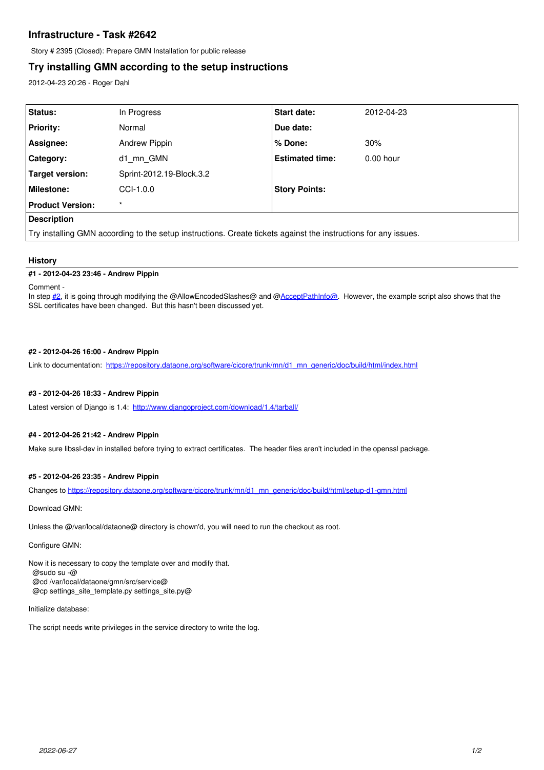# Infrastructure - Task #2642

Story # 2395 (Closed): Prepare GMN Installation for public release

## Try installing GMN according to the setup instructions

2012-04-23 20:26 - Roger Dahl

| Status: | In Progress | Start date: | 2012-04-23 |
|---|---|---|---|
| Priority: | Normal | Due date: | |
| Assignee: | Andrew Pippin | % Done: | 30% |
| Category: | d1_mn_GMN | Estimated time: | 0.00 hour |
| Target version: | Sprint-2012.19-Block.3.2 | | |
| Milestone: | CCI-1.0.0 | Story Points: | |
| Product Version: | * | | |

**Description**

Try installing GMN according to the setup instructions. Create tickets against the instructions for any issues.

### History

#### #1 - 2012-04-23 23:46 - Andrew Pippin

Comment -
In step #2, it is going through modifying the @AllowEncodedSlashes@ and @AcceptPathInfo@. However, the example script also shows that the SSL certificates have been changed. But this hasn't been discussed yet.

#### #2 - 2012-04-26 16:00 - Andrew Pippin

Link to documentation: https://repository.dataone.org/software/cicore/trunk/mn/d1_mn_generic/doc/build/html/index.html

#### #3 - 2012-04-26 18:33 - Andrew Pippin

Latest version of Django is 1.4: http://www.djangoproject.com/download/1.4/tarball/

#### #4 - 2012-04-26 21:42 - Andrew Pippin

Make sure libssl-dev in installed before trying to extract certificates. The header files aren't included in the openssl package.

#### #5 - 2012-04-26 23:35 - Andrew Pippin

Changes to https://repository.dataone.org/software/cicore/trunk/mn/d1_mn_generic/doc/build/html/setup-d1-gmn.html

Download GMN:

Unless the @/var/local/dataone@ directory is chown'd, you will need to run the checkout as root.

Configure GMN:

Now it is necessary to copy the template over and modify that.
@sudo su -@
@cd /var/local/dataone/gmn/src/service@
@cp settings_site_template.py settings_site.py@

Initialize database:

The script needs write privileges in the service directory to write the log.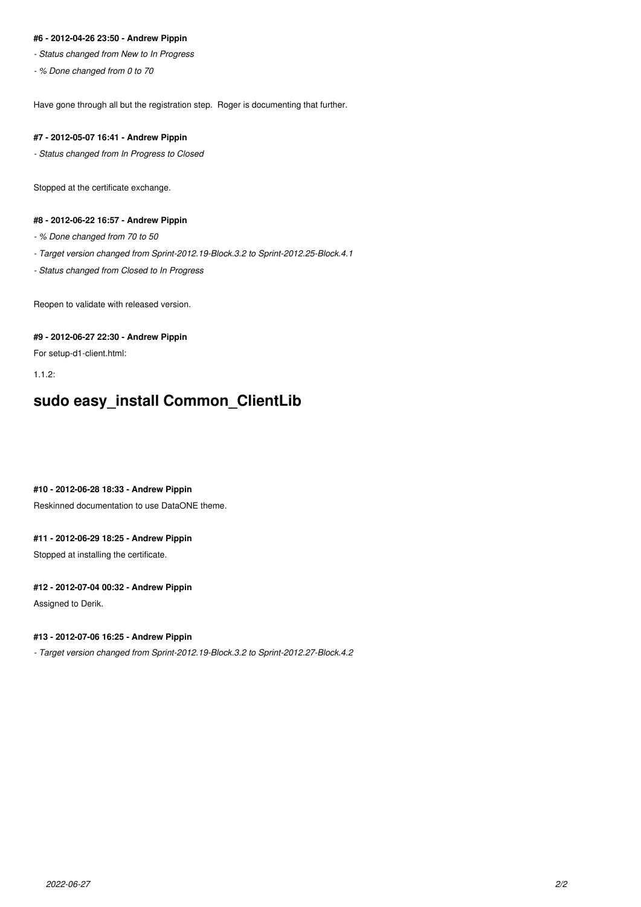#### #6 - 2012-04-26 23:50 - Andrew Pippin

- *Status changed from New to In Progress*
- *% Done changed from 0 to 70*

Have gone through all but the registration step. Roger is documenting that further.

#### #7 - 2012-05-07 16:41 - Andrew Pippin

- *Status changed from In Progress to Closed*

Stopped at the certificate exchange.

#### #8 - 2012-06-22 16:57 - Andrew Pippin

- *% Done changed from 70 to 50*
- *Target version changed from Sprint-2012.19-Block.3.2 to Sprint-2012.25-Block.4.1*
- *Status changed from Closed to In Progress*

Reopen to validate with released version.

#### #9 - 2012-06-27 22:30 - Andrew Pippin

For setup-d1-client.html:

1.1.2:

# sudo easy_install Common_ClientLib

#### #10 - 2012-06-28 18:33 - Andrew Pippin

Reskinned documentation to use DataONE theme.

#### #11 - 2012-06-29 18:25 - Andrew Pippin

Stopped at installing the certificate.

#### #12 - 2012-07-04 00:32 - Andrew Pippin

Assigned to Derik.

#### #13 - 2012-07-06 16:25 - Andrew Pippin

- *Target version changed from Sprint-2012.19-Block.3.2 to Sprint-2012.27-Block.4.2*